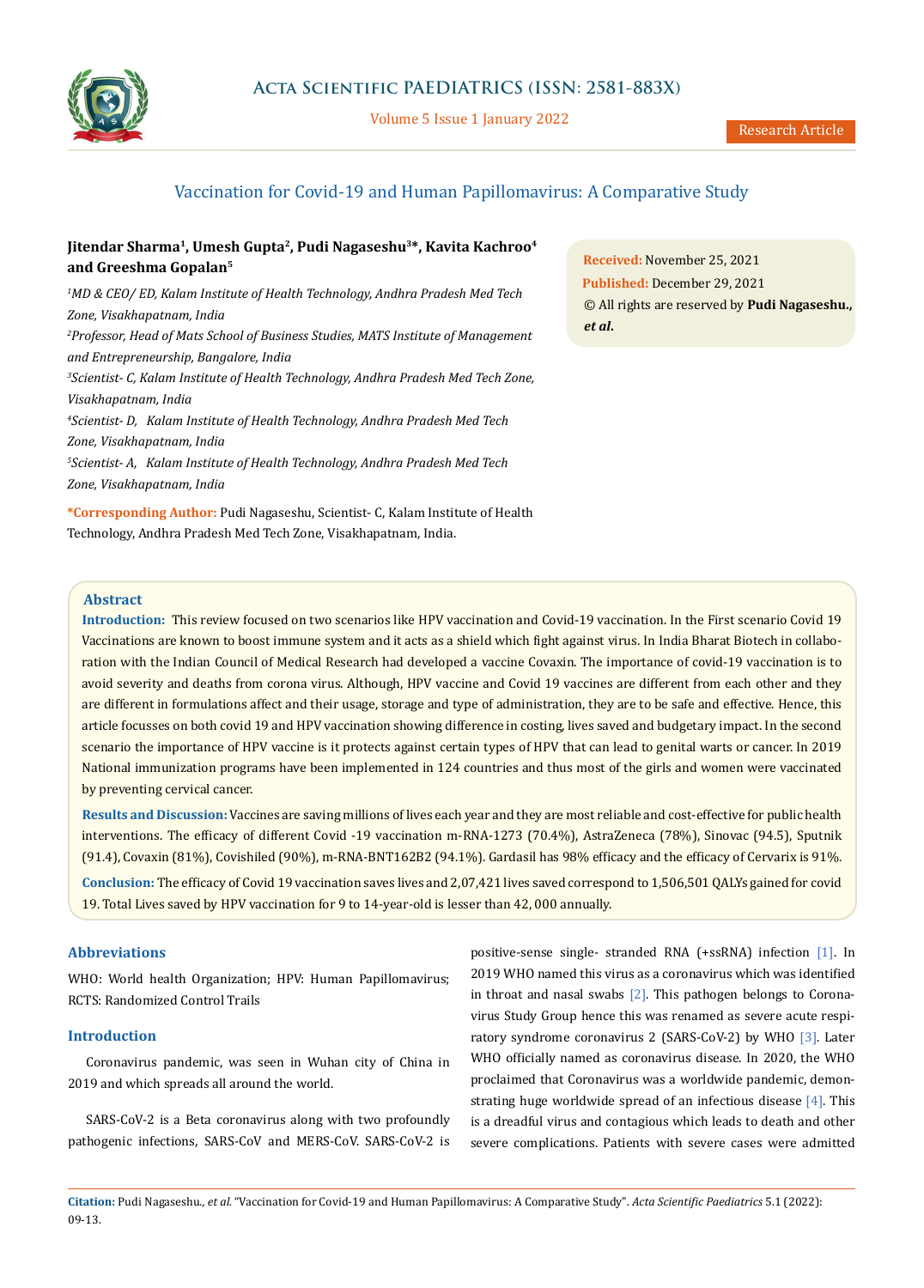# Vaccination for Covid-19 and Human Papillomavirus: A Comparative Study

**Jitendar Sharma[1], Umesh Gupta[2], Pudi Nagaseshu[3]*, Kavita Kachroo[4] and Greeshma Gopalan[5]**

*[1]MD & CEO/ ED, Kalam Institute of Health Technology, Andhra Pradesh Med Tech Zone, Visakhapatnam, India*

*[2]Professor, Head of Mats School of Business Studies, MATS Institute of Management and Entrepreneurship, Bangalore, India*

*[3]Scientist- C, Kalam Institute of Health Technology, Andhra Pradesh Med Tech Zone, Visakhapatnam, India*

*[4]Scientist- D, Kalam Institute of Health Technology, Andhra Pradesh Med Tech Zone, Visakhapatnam, India*

*[5]Scientist- A, Kalam Institute of Health Technology, Andhra Pradesh Med Tech Zone, Visakhapatnam, India*

**\*Corresponding Author:** Pudi Nagaseshu, Scientist- C, Kalam Institute of Health Technology, Andhra Pradesh Med Tech Zone, Visakhapatnam, India.

**Received:** November 25, 2021
**Published:** December 29, 2021
© All rights are reserved by **Pudi Nagaseshu., *et al.***

## Abstract

**Introduction:** This review focused on two scenarios like HPV vaccination and Covid-19 vaccination. In the First scenario Covid 19 Vaccinations are known to boost immune system and it acts as a shield which fight against virus. In India Bharat Biotech in collaboration with the Indian Council of Medical Research had developed a vaccine Covaxin. The importance of covid-19 vaccination is to avoid severity and deaths from corona virus. Although, HPV vaccine and Covid 19 vaccines are different from each other and they are different in formulations affect and their usage, storage and type of administration, they are to be safe and effective. Hence, this article focusses on both covid 19 and HPV vaccination showing difference in costing, lives saved and budgetary impact. In the second scenario the importance of HPV vaccine is it protects against certain types of HPV that can lead to genital warts or cancer. In 2019 National immunization programs have been implemented in 124 countries and thus most of the girls and women were vaccinated by preventing cervical cancer.

**Results and Discussion:** Vaccines are saving millions of lives each year and they are most reliable and cost-effective for public health interventions. The efficacy of different Covid -19 vaccination m-RNA-1273 (70.4%), AstraZeneca (78%), Sinovac (94.5), Sputnik (91.4), Covaxin (81%), Covishiled (90%), m-RNA-BNT162B2 (94.1%). Gardasil has 98% efficacy and the efficacy of Cervarix is 91%.

**Conclusion:** The efficacy of Covid 19 vaccination saves lives and 2,07,421 lives saved correspond to 1,506,501 QALYs gained for covid 19. Total Lives saved by HPV vaccination for 9 to 14-year-old is lesser than 42, 000 annually.

## Abbreviations

WHO: World health Organization; HPV: Human Papillomavirus; RCTS: Randomized Control Trails

## Introduction

Coronavirus pandemic, was seen in Wuhan city of China in 2019 and which spreads all around the world.

SARS-CoV-2 is a Beta coronavirus along with two profoundly pathogenic infections, SARS-CoV and MERS-CoV. SARS-CoV-2 is positive-sense single- stranded RNA (+ssRNA) infection [1]. In 2019 WHO named this virus as a coronavirus which was identified in throat and nasal swabs [2]. This pathogen belongs to Coronavirus Study Group hence this was renamed as severe acute respiratory syndrome coronavirus 2 (SARS-CoV-2) by WHO [3]. Later WHO officially named as coronavirus disease. In 2020, the WHO proclaimed that Coronavirus was a worldwide pandemic, demonstrating huge worldwide spread of an infectious disease [4]. This is a dreadful virus and contagious which leads to death and other severe complications. Patients with severe cases were admitted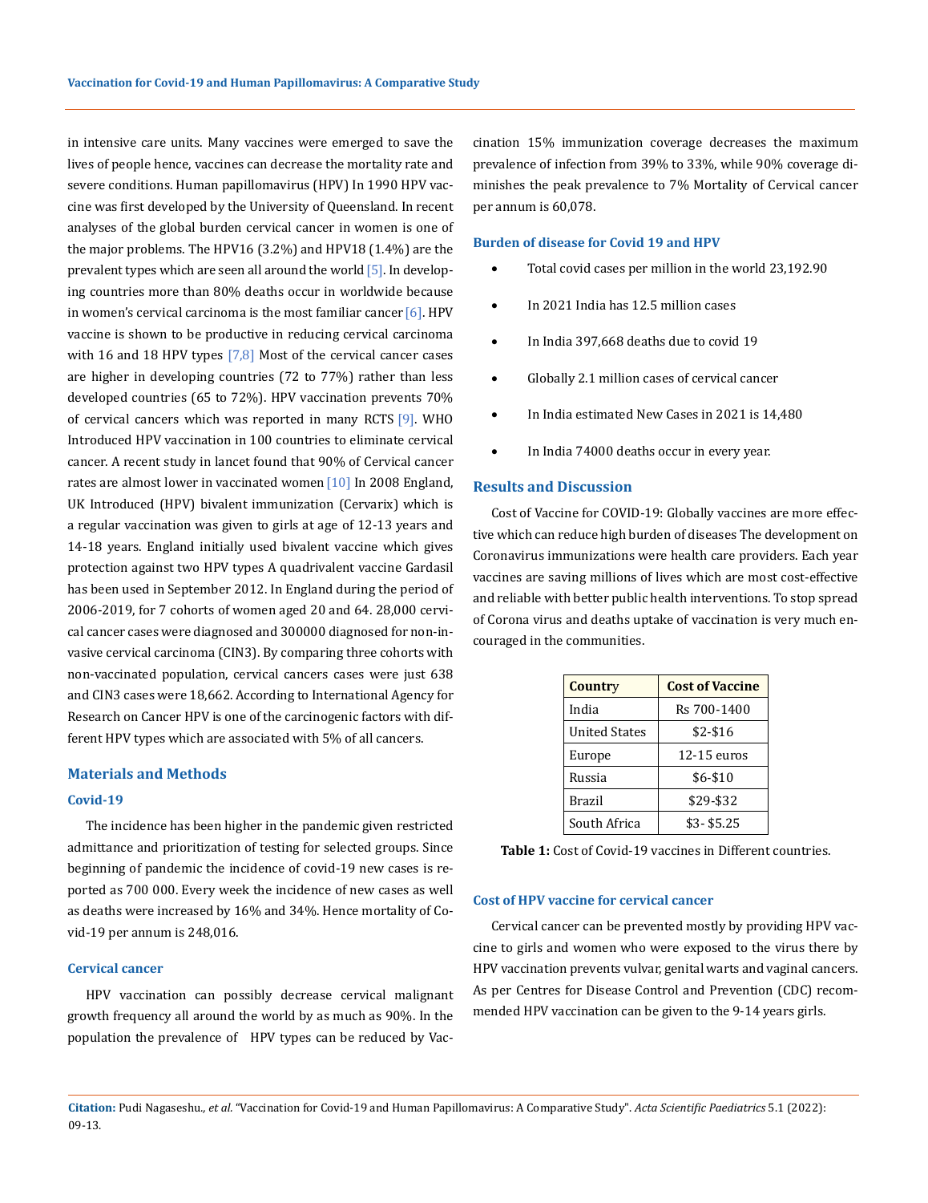in intensive care units. Many vaccines were emerged to save the lives of people hence, vaccines can decrease the mortality rate and severe conditions. Human papillomavirus (HPV) In 1990 HPV vaccine was first developed by the University of Queensland. In recent analyses of the global burden cervical cancer in women is one of the major problems. The HPV16 (3.2%) and HPV18 (1.4%) are the prevalent types which are seen all around the world [5]. In developing countries more than 80% deaths occur in worldwide because in women's cervical carcinoma is the most familiar cancer [6]. HPV vaccine is shown to be productive in reducing cervical carcinoma with 16 and 18 HPV types [7,8] Most of the cervical cancer cases are higher in developing countries (72 to 77%) rather than less developed countries (65 to 72%). HPV vaccination prevents 70% of cervical cancers which was reported in many RCTS [9]. WHO Introduced HPV vaccination in 100 countries to eliminate cervical cancer. A recent study in lancet found that 90% of Cervical cancer rates are almost lower in vaccinated women [10] In 2008 England, UK Introduced (HPV) bivalent immunization (Cervarix) which is a regular vaccination was given to girls at age of 12-13 years and 14-18 years. England initially used bivalent vaccine which gives protection against two HPV types A quadrivalent vaccine Gardasil has been used in September 2012. In England during the period of 2006-2019, for 7 cohorts of women aged 20 and 64. 28,000 cervical cancer cases were diagnosed and 300000 diagnosed for non-invasive cervical carcinoma (CIN3). By comparing three cohorts with non-vaccinated population, cervical cancers cases were just 638 and CIN3 cases were 18,662. According to International Agency for Research on Cancer HPV is one of the carcinogenic factors with different HPV types which are associated with 5% of all cancers.

## Materials and Methods

### Covid-19

The incidence has been higher in the pandemic given restricted admittance and prioritization of testing for selected groups. Since beginning of pandemic the incidence of covid-19 new cases is reported as 700 000. Every week the incidence of new cases as well as deaths were increased by 16% and 34%. Hence mortality of Covid-19 per annum is 248,016.

### Cervical cancer

HPV vaccination can possibly decrease cervical malignant growth frequency all around the world by as much as 90%. In the population the prevalence of HPV types can be reduced by Vaccination 15% immunization coverage decreases the maximum prevalence of infection from 39% to 33%, while 90% coverage diminishes the peak prevalence to 7% Mortality of Cervical cancer per annum is 60,078.

### Burden of disease for Covid 19 and HPV

- Total covid cases per million in the world 23,192.90
- In 2021 India has 12.5 million cases
- In India 397,668 deaths due to covid 19
- Globally 2.1 million cases of cervical cancer
- In India estimated New Cases in 2021 is 14,480
- In India 74000 deaths occur in every year.

## Results and Discussion

Cost of Vaccine for COVID-19: Globally vaccines are more effective which can reduce high burden of diseases The development on Coronavirus immunizations were health care providers. Each year vaccines are saving millions of lives which are most cost-effective and reliable with better public health interventions. To stop spread of Corona virus and deaths uptake of vaccination is very much encouraged in the communities.

| Country | Cost of Vaccine |
|---|---|
| India | Rs 700-1400 |
| United States | $2-$16 |
| Europe | 12-15 euros |
| Russia | $6-$10 |
| Brazil | $29-$32 |
| South Africa | $3- $5.25 |

**Table 1:** Cost of Covid-19 vaccines in Different countries.

### Cost of HPV vaccine for cervical cancer

Cervical cancer can be prevented mostly by providing HPV vaccine to girls and women who were exposed to the virus there by HPV vaccination prevents vulvar, genital warts and vaginal cancers. As per Centres for Disease Control and Prevention (CDC) recommended HPV vaccination can be given to the 9-14 years girls.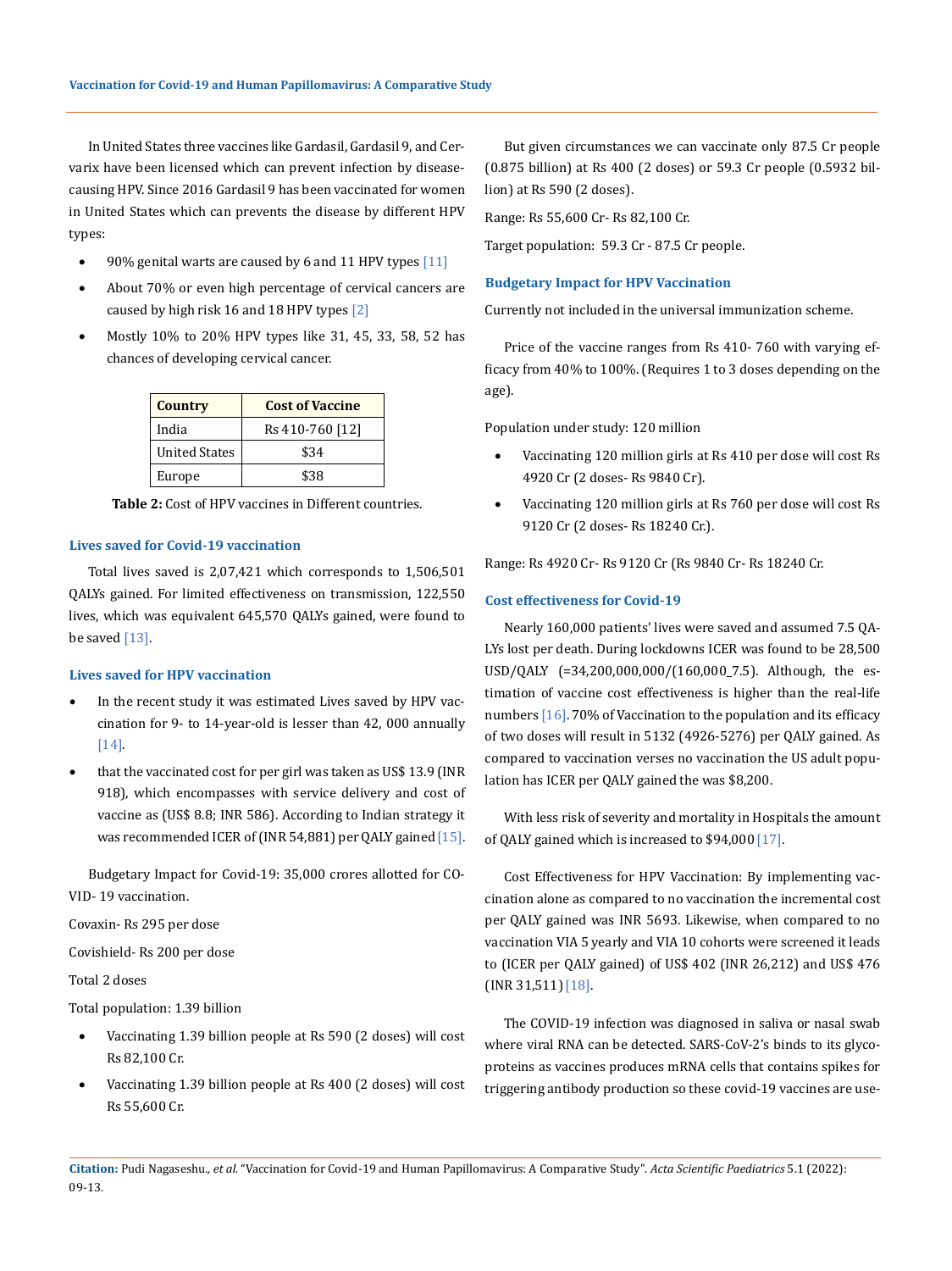In United States three vaccines like Gardasil, Gardasil 9, and Cervarix have been licensed which can prevent infection by disease-causing HPV. Since 2016 Gardasil 9 has been vaccinated for women in United States which can prevents the disease by different HPV types:

- 90% genital warts are caused by 6 and 11 HPV types [11]
- About 70% or even high percentage of cervical cancers are caused by high risk 16 and 18 HPV types [2]
- Mostly 10% to 20% HPV types like 31, 45, 33, 58, 52 has chances of developing cervical cancer.

| Country | Cost of Vaccine |
|---|---|
| India | Rs 410-760 [12] |
| United States | $34 |
| Europe | $38 |

**Table 2:** Cost of HPV vaccines in Different countries.

### Lives saved for Covid-19 vaccination

Total lives saved is 2,07,421 which corresponds to 1,506,501 QALYs gained. For limited effectiveness on transmission, 122,550 lives, which was equivalent 645,570 QALYs gained, were found to be saved [13].

### Lives saved for HPV vaccination

- In the recent study it was estimated Lives saved by HPV vaccination for 9- to 14-year-old is lesser than 42, 000 annually [14].
- that the vaccinated cost for per girl was taken as US$ 13.9 (INR 918), which encompasses with service delivery and cost of vaccine as (US$ 8.8; INR 586). According to Indian strategy it was recommended ICER of (INR 54,881) per QALY gained [15].

Budgetary Impact for Covid-19: 35,000 crores allotted for COVID- 19 vaccination.

Covaxin- Rs 295 per dose

Covishield- Rs 200 per dose

Total 2 doses

Total population: 1.39 billion

- Vaccinating 1.39 billion people at Rs 590 (2 doses) will cost Rs 82,100 Cr.
- Vaccinating 1.39 billion people at Rs 400 (2 doses) will cost Rs 55,600 Cr.

But given circumstances we can vaccinate only 87.5 Cr people (0.875 billion) at Rs 400 (2 doses) or 59.3 Cr people (0.5932 billion) at Rs 590 (2 doses).

Range: Rs 55,600 Cr- Rs 82,100 Cr.

Target population: 59.3 Cr - 87.5 Cr people.

### Budgetary Impact for HPV Vaccination

Currently not included in the universal immunization scheme.

Price of the vaccine ranges from Rs 410- 760 with varying efficacy from 40% to 100%. (Requires 1 to 3 doses depending on the age).

Population under study: 120 million

- Vaccinating 120 million girls at Rs 410 per dose will cost Rs 4920 Cr (2 doses- Rs 9840 Cr).
- Vaccinating 120 million girls at Rs 760 per dose will cost Rs 9120 Cr (2 doses- Rs 18240 Cr.).

Range: Rs 4920 Cr- Rs 9120 Cr (Rs 9840 Cr- Rs 18240 Cr.

### Cost effectiveness for Covid-19

Nearly 160,000 patients' lives were saved and assumed 7.5 QALYs lost per death. During lockdowns ICER was found to be 28,500 USD/QALY (=34,200,000,000/(160,000_7.5). Although, the estimation of vaccine cost effectiveness is higher than the real-life numbers [16]. 70% of Vaccination to the population and its efficacy of two doses will result in 5132 (4926-5276) per QALY gained. As compared to vaccination verses no vaccination the US adult population has ICER per QALY gained the was $8,200.

With less risk of severity and mortality in Hospitals the amount of QALY gained which is increased to $94,000 [17].

Cost Effectiveness for HPV Vaccination: By implementing vaccination alone as compared to no vaccination the incremental cost per QALY gained was INR 5693. Likewise, when compared to no vaccination VIA 5 yearly and VIA 10 cohorts were screened it leads to (ICER per QALY gained) of US$ 402 (INR 26,212) and US$ 476 (INR 31,511) [18].

The COVID-19 infection was diagnosed in saliva or nasal swab where viral RNA can be detected. SARS-CoV-2's binds to its glycoproteins as vaccines produces mRNA cells that contains spikes for triggering antibody production so these covid-19 vaccines are use-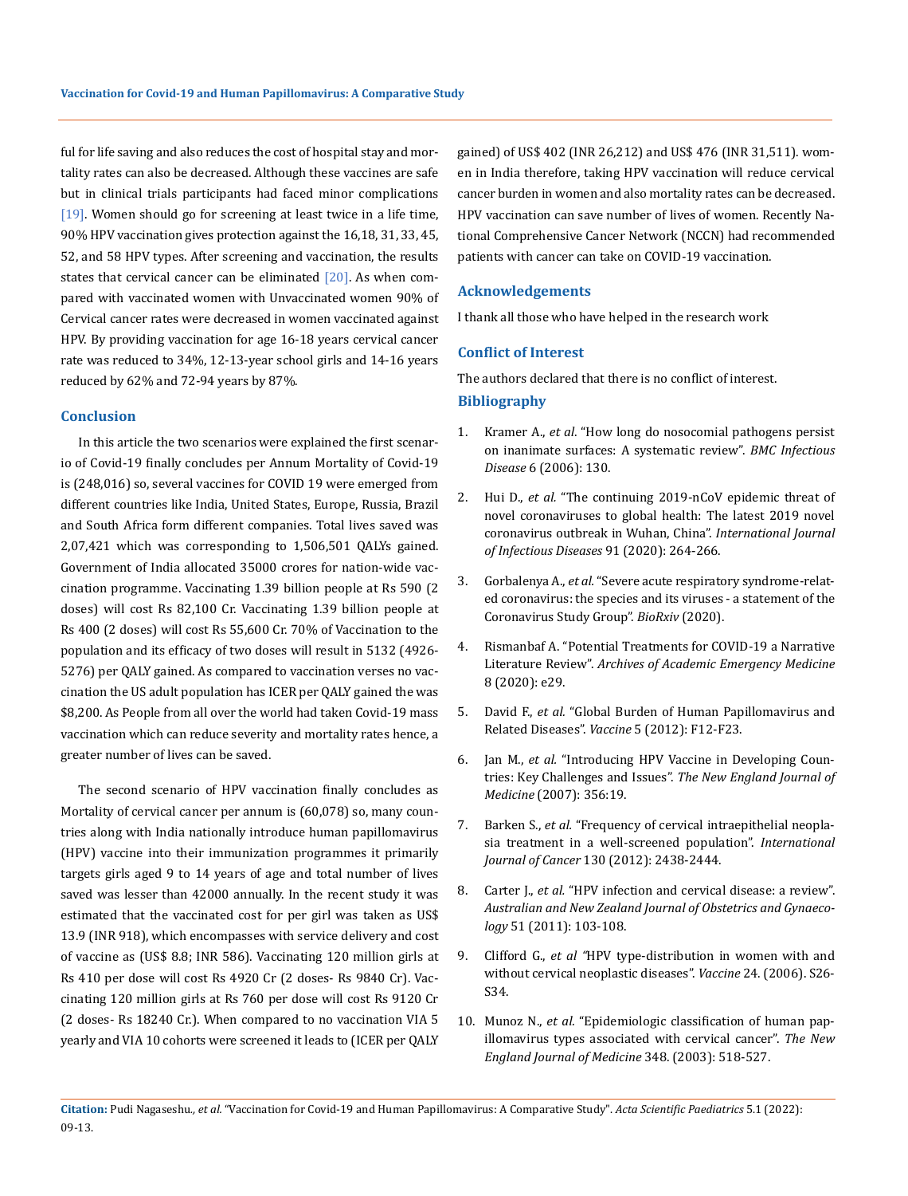ful for life saving and also reduces the cost of hospital stay and mortality rates can also be decreased. Although these vaccines are safe but in clinical trials participants had faced minor complications [19]. Women should go for screening at least twice in a life time, 90% HPV vaccination gives protection against the 16,18, 31, 33, 45, 52, and 58 HPV types. After screening and vaccination, the results states that cervical cancer can be eliminated [20]. As when compared with vaccinated women with Unvaccinated women 90% of Cervical cancer rates were decreased in women vaccinated against HPV. By providing vaccination for age 16-18 years cervical cancer rate was reduced to 34%, 12-13-year school girls and 14-16 years reduced by 62% and 72-94 years by 87%.

## Conclusion

In this article the two scenarios were explained the first scenario of Covid-19 finally concludes per Annum Mortality of Covid-19 is (248,016) so, several vaccines for COVID 19 were emerged from different countries like India, United States, Europe, Russia, Brazil and South Africa form different companies. Total lives saved was 2,07,421 which was corresponding to 1,506,501 QALYs gained. Government of India allocated 35000 crores for nation-wide vaccination programme. Vaccinating 1.39 billion people at Rs 590 (2 doses) will cost Rs 82,100 Cr. Vaccinating 1.39 billion people at Rs 400 (2 doses) will cost Rs 55,600 Cr. 70% of Vaccination to the population and its efficacy of two doses will result in 5132 (4926-5276) per QALY gained. As compared to vaccination verses no vaccination the US adult population has ICER per QALY gained the was $8,200. As People from all over the world had taken Covid-19 mass vaccination which can reduce severity and mortality rates hence, a greater number of lives can be saved.

The second scenario of HPV vaccination finally concludes as Mortality of cervical cancer per annum is (60,078) so, many countries along with India nationally introduce human papillomavirus (HPV) vaccine into their immunization programmes it primarily targets girls aged 9 to 14 years of age and total number of lives saved was lesser than 42000 annually. In the recent study it was estimated that the vaccinated cost for per girl was taken as US$ 13.9 (INR 918), which encompasses with service delivery and cost of vaccine as (US$ 8.8; INR 586). Vaccinating 120 million girls at Rs 410 per dose will cost Rs 4920 Cr (2 doses- Rs 9840 Cr). Vaccinating 120 million girls at Rs 760 per dose will cost Rs 9120 Cr (2 doses- Rs 18240 Cr.). When compared to no vaccination VIA 5 yearly and VIA 10 cohorts were screened it leads to (ICER per QALY gained) of US$ 402 (INR 26,212) and US$ 476 (INR 31,511). women in India therefore, taking HPV vaccination will reduce cervical cancer burden in women and also mortality rates can be decreased. HPV vaccination can save number of lives of women. Recently National Comprehensive Cancer Network (NCCN) had recommended patients with cancer can take on COVID-19 vaccination.

## Acknowledgements

I thank all those who have helped in the research work

## Conflict of Interest

The authors declared that there is no conflict of interest.

## Bibliography

1. Kramer A., *et al*. "How long do nosocomial pathogens persist on inanimate surfaces: A systematic review". *BMC Infectious Disease* 6 (2006): 130.
2. Hui D., *et al*. "The continuing 2019-nCoV epidemic threat of novel coronaviruses to global health: The latest 2019 novel coronavirus outbreak in Wuhan, China". *International Journal of Infectious Diseases* 91 (2020): 264-266.
3. Gorbalenya A., *et al*. "Severe acute respiratory syndrome-related coronavirus: the species and its viruses - a statement of the Coronavirus Study Group". *BioRxiv* (2020).
4. Rismanbaf A. "Potential Treatments for COVID-19 a Narrative Literature Review". *Archives of Academic Emergency Medicine* 8 (2020): e29.
5. David F., *et al*. "Global Burden of Human Papillomavirus and Related Diseases". *Vaccine* 5 (2012): F12-F23.
6. Jan M., *et al*. "Introducing HPV Vaccine in Developing Countries: Key Challenges and Issues". *The New England Journal of Medicine* (2007): 356:19.
7. Barken S., *et al*. "Frequency of cervical intraepithelial neoplasia treatment in a well-screened population". *International Journal of Cancer* 130 (2012): 2438-2444.
8. Carter J., *et al*. "HPV infection and cervical disease: a review". *Australian and New Zealand Journal of Obstetrics and Gynaecology* 51 (2011): 103-108.
9. Clifford G., *et al* "HPV type-distribution in women with and without cervical neoplastic diseases". *Vaccine* 24. (2006). S26-S34.
10. Munoz N., *et al*. "Epidemiologic classification of human papillomavirus types associated with cervical cancer". *The New England Journal of Medicine* 348. (2003): 518-527.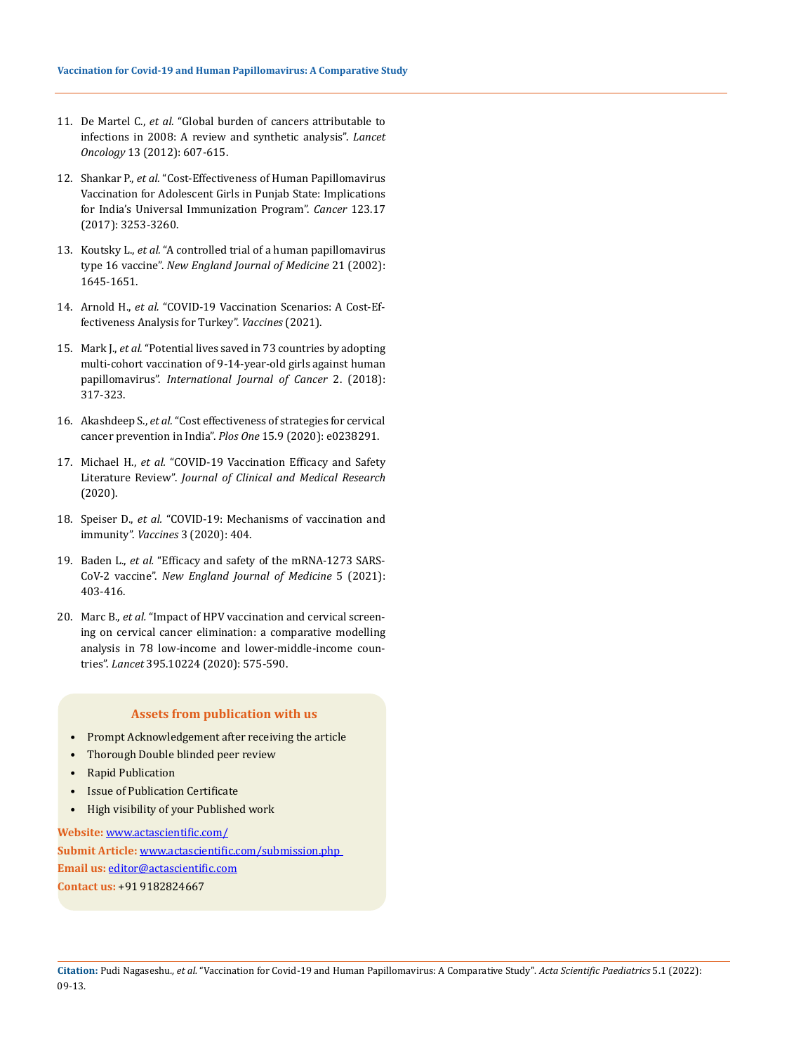11. De Martel C., *et al.* "Global burden of cancers attributable to infections in 2008: A review and synthetic analysis". *Lancet Oncology* 13 (2012): 607-615.

12. Shankar P., *et al.* "Cost-Effectiveness of Human Papillomavirus Vaccination for Adolescent Girls in Punjab State: Implications for India's Universal Immunization Program". *Cancer* 123.17 (2017): 3253-3260.

13. Koutsky L., *et al.* "A controlled trial of a human papillomavirus type 16 vaccine". *New England Journal of Medicine* 21 (2002): 1645-1651.

14. Arnold H., *et al.* "COVID-19 Vaccination Scenarios: A Cost-Effectiveness Analysis for Turkey". *Vaccines* (2021).

15. Mark J., *et al.* "Potential lives saved in 73 countries by adopting multi-cohort vaccination of 9-14-year-old girls against human papillomavirus". *International Journal of Cancer* 2. (2018): 317-323.

16. Akashdeep S., *et al.* "Cost effectiveness of strategies for cervical cancer prevention in India". *Plos One* 15.9 (2020): e0238291.

17. Michael H., *et al.* "COVID-19 Vaccination Efficacy and Safety Literature Review". *Journal of Clinical and Medical Research* (2020).

18. Speiser D., *et al.* "COVID-19: Mechanisms of vaccination and immunity". *Vaccines* 3 (2020): 404.

19. Baden L., *et al.* "Efficacy and safety of the mRNA-1273 SARS-CoV-2 vaccine". *New England Journal of Medicine* 5 (2021): 403-416.

20. Marc B., *et al.* "Impact of HPV vaccination and cervical screening on cervical cancer elimination: a comparative modelling analysis in 78 low-income and lower-middle-income countries". *Lancet* 395.10224 (2020): 575-590.

**Assets from publication with us**

- Prompt Acknowledgement after receiving the article
- Thorough Double blinded peer review
- Rapid Publication
- Issue of Publication Certificate
- High visibility of your Published work

**Website:** www.actascientific.com/
**Submit Article:** www.actascientific.com/submission.php
**Email us:** editor@actascientific.com
**Contact us:** +91 9182824667

**Citation:** Pudi Nagaseshu., *et al.* "Vaccination for Covid-19 and Human Papillomavirus: A Comparative Study". *Acta Scientific Paediatrics* 5.1 (2022): 09-13.